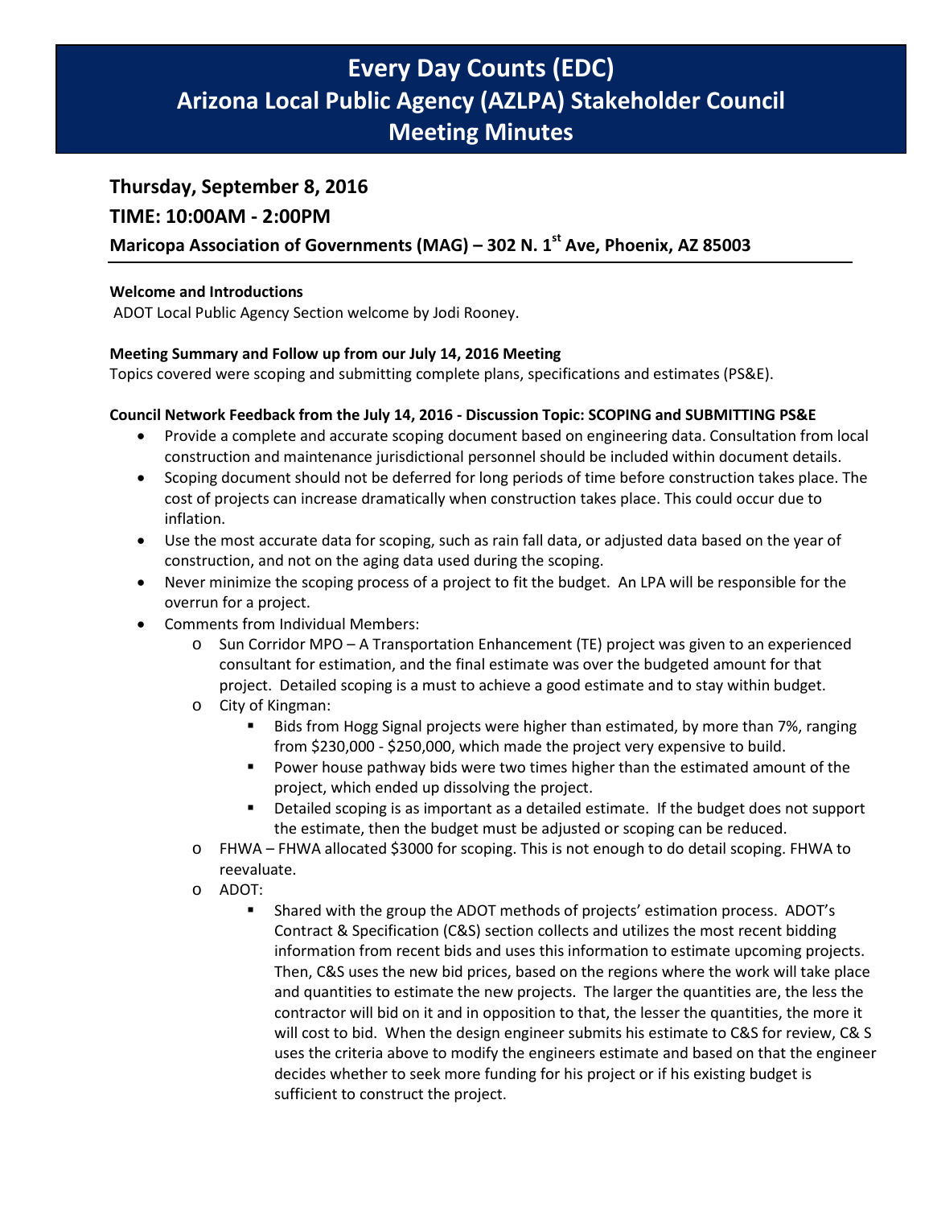# Every Day Counts (EDC)
# Arizona Local Public Agency (AZLPA) Stakeholder Council
# Meeting Minutes

## Thursday, September 8, 2016

## TIME: 10:00AM - 2:00PM

### Maricopa Association of Governments (MAG) – 302 N. 1st Ave, Phoenix, AZ 85003

**Welcome and Introductions**

ADOT Local Public Agency Section welcome by Jodi Rooney.

**Meeting Summary and Follow up from our July 14, 2016 Meeting**

Topics covered were scoping and submitting complete plans, specifications and estimates (PS&E).

**Council Network Feedback from the July 14, 2016 - Discussion Topic: SCOPING and SUBMITTING PS&E**

- Provide a complete and accurate scoping document based on engineering data. Consultation from local construction and maintenance jurisdictional personnel should be included within document details.
- Scoping document should not be deferred for long periods of time before construction takes place. The cost of projects can increase dramatically when construction takes place. This could occur due to inflation.
- Use the most accurate data for scoping, such as rain fall data, or adjusted data based on the year of construction, and not on the aging data used during the scoping.
- Never minimize the scoping process of a project to fit the budget. An LPA will be responsible for the overrun for a project.
- Comments from Individual Members:
  - Sun Corridor MPO – A Transportation Enhancement (TE) project was given to an experienced consultant for estimation, and the final estimate was over the budgeted amount for that project. Detailed scoping is a must to achieve a good estimate and to stay within budget.
  - City of Kingman:
    - Bids from Hogg Signal projects were higher than estimated, by more than 7%, ranging from $230,000 - $250,000, which made the project very expensive to build.
    - Power house pathway bids were two times higher than the estimated amount of the project, which ended up dissolving the project.
    - Detailed scoping is as important as a detailed estimate. If the budget does not support the estimate, then the budget must be adjusted or scoping can be reduced.
  - FHWA – FHWA allocated $3000 for scoping. This is not enough to do detail scoping. FHWA to reevaluate.
  - ADOT:
    - Shared with the group the ADOT methods of projects' estimation process. ADOT's Contract & Specification (C&S) section collects and utilizes the most recent bidding information from recent bids and uses this information to estimate upcoming projects. Then, C&S uses the new bid prices, based on the regions where the work will take place and quantities to estimate the new projects. The larger the quantities are, the less the contractor will bid on it and in opposition to that, the lesser the quantities, the more it will cost to bid. When the design engineer submits his estimate to C&S for review, C& S uses the criteria above to modify the engineers estimate and based on that the engineer decides whether to seek more funding for his project or if his existing budget is sufficient to construct the project.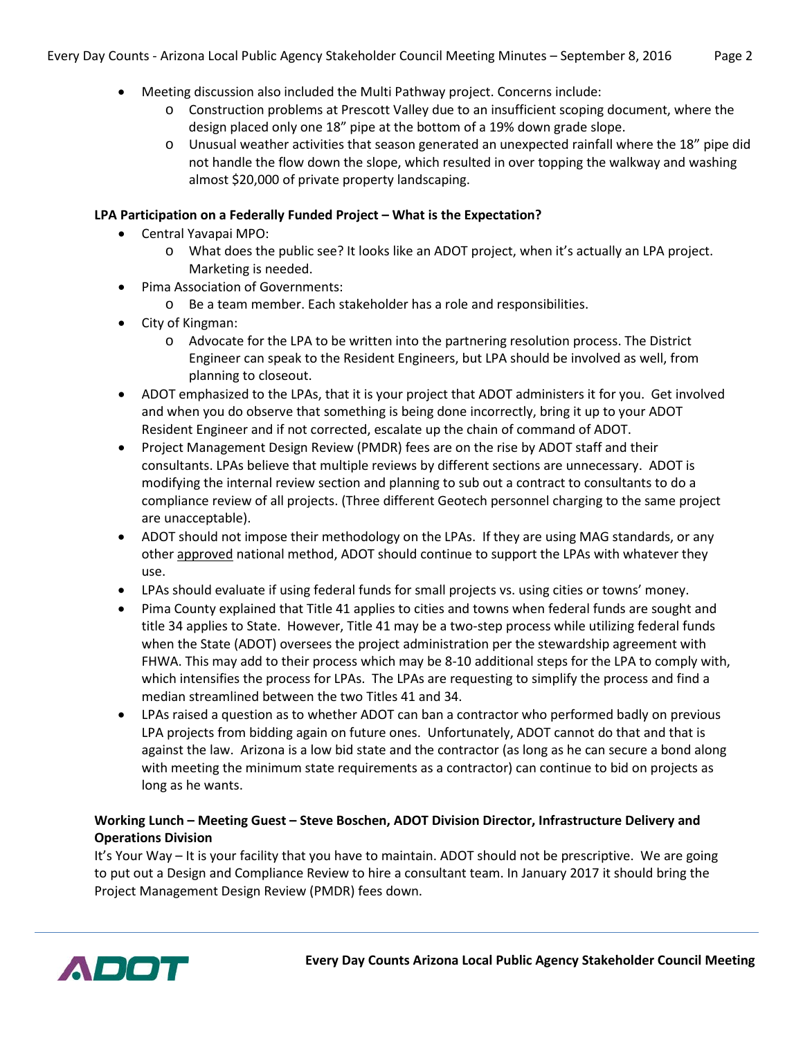- Meeting discussion also included the Multi Pathway project. Concerns include:
  - Construction problems at Prescott Valley due to an insufficient scoping document, where the design placed only one 18" pipe at the bottom of a 19% down grade slope.
  - Unusual weather activities that season generated an unexpected rainfall where the 18" pipe did not handle the flow down the slope, which resulted in over topping the walkway and washing almost $20,000 of private property landscaping.

**LPA Participation on a Federally Funded Project – What is the Expectation?**

- Central Yavapai MPO:
  - What does the public see? It looks like an ADOT project, when it's actually an LPA project. Marketing is needed.
- Pima Association of Governments:
  - Be a team member. Each stakeholder has a role and responsibilities.
- City of Kingman:
  - Advocate for the LPA to be written into the partnering resolution process. The District Engineer can speak to the Resident Engineers, but LPA should be involved as well, from planning to closeout.
- ADOT emphasized to the LPAs, that it is your project that ADOT administers it for you. Get involved and when you do observe that something is being done incorrectly, bring it up to your ADOT Resident Engineer and if not corrected, escalate up the chain of command of ADOT.
- Project Management Design Review (PMDR) fees are on the rise by ADOT staff and their consultants. LPAs believe that multiple reviews by different sections are unnecessary. ADOT is modifying the internal review section and planning to sub out a contract to consultants to do a compliance review of all projects. (Three different Geotech personnel charging to the same project are unacceptable).
- ADOT should not impose their methodology on the LPAs. If they are using MAG standards, or any other <u>approved</u> national method, ADOT should continue to support the LPAs with whatever they use.
- LPAs should evaluate if using federal funds for small projects vs. using cities or towns' money.
- Pima County explained that Title 41 applies to cities and towns when federal funds are sought and title 34 applies to State. However, Title 41 may be a two-step process while utilizing federal funds when the State (ADOT) oversees the project administration per the stewardship agreement with FHWA. This may add to their process which may be 8-10 additional steps for the LPA to comply with, which intensifies the process for LPAs. The LPAs are requesting to simplify the process and find a median streamlined between the two Titles 41 and 34.
- LPAs raised a question as to whether ADOT can ban a contractor who performed badly on previous LPA projects from bidding again on future ones. Unfortunately, ADOT cannot do that and that is against the law. Arizona is a low bid state and the contractor (as long as he can secure a bond along with meeting the minimum state requirements as a contractor) can continue to bid on projects as long as he wants.

**Working Lunch – Meeting Guest – Steve Boschen, ADOT Division Director, Infrastructure Delivery and Operations Division**

It's Your Way – It is your facility that you have to maintain. ADOT should not be prescriptive. We are going to put out a Design and Compliance Review to hire a consultant team. In January 2017 it should bring the Project Management Design Review (PMDR) fees down.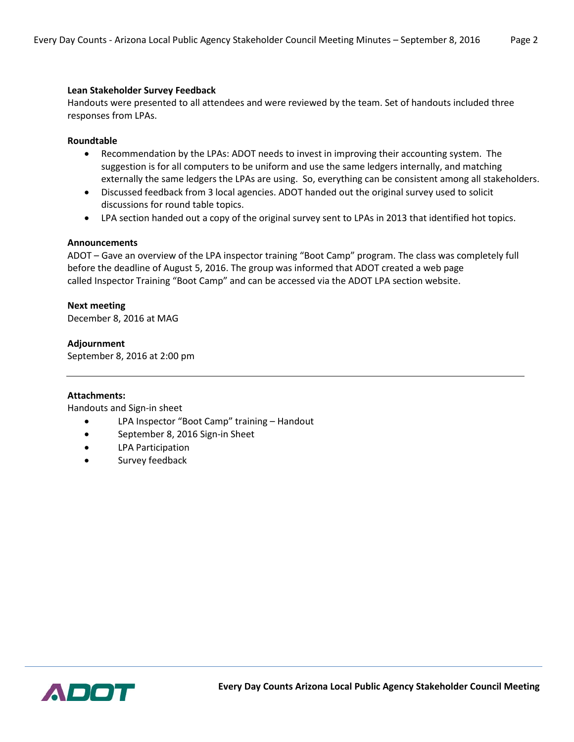**Lean Stakeholder Survey Feedback**

Handouts were presented to all attendees and were reviewed by the team. Set of handouts included three responses from LPAs.

**Roundtable**

- Recommendation by the LPAs: ADOT needs to invest in improving their accounting system. The suggestion is for all computers to be uniform and use the same ledgers internally, and matching externally the same ledgers the LPAs are using. So, everything can be consistent among all stakeholders.
- Discussed feedback from 3 local agencies. ADOT handed out the original survey used to solicit discussions for round table topics.
- LPA section handed out a copy of the original survey sent to LPAs in 2013 that identified hot topics.

**Announcements**

ADOT – Gave an overview of the LPA inspector training "Boot Camp" program. The class was completely full before the deadline of August 5, 2016. The group was informed that ADOT created a web page called Inspector Training "Boot Camp" and can be accessed via the ADOT LPA section website.

**Next meeting**

December 8, 2016 at MAG

**Adjournment**

September 8, 2016 at 2:00 pm

---

**Attachments:**

Handouts and Sign-in sheet

- LPA Inspector "Boot Camp" training – Handout
- September 8, 2016 Sign-in Sheet
- LPA Participation
- Survey feedback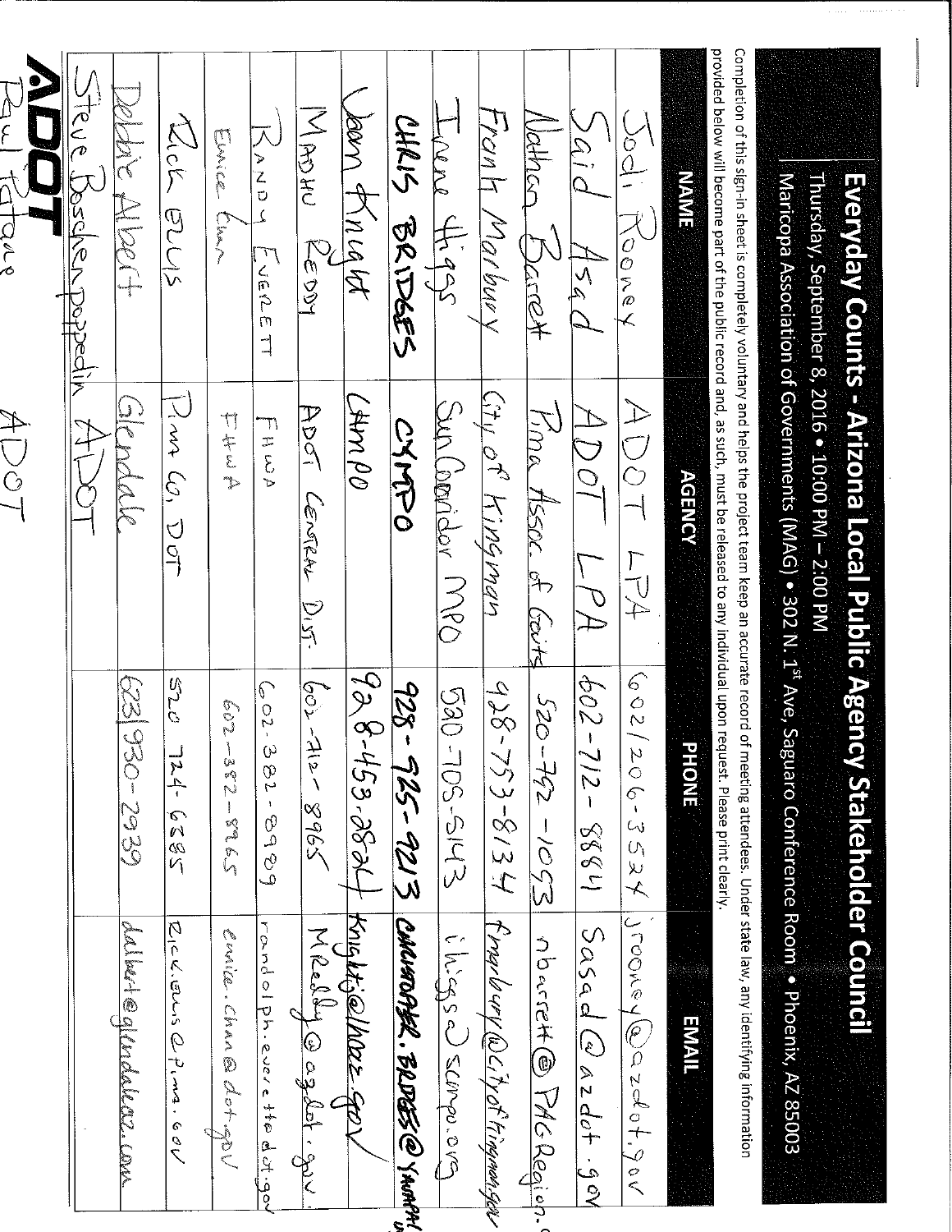# Everyday Counts - Arizona Local Public Agency Stakeholder Council

Thursday, September 8, 2016 • 10:00 PM – 2:00 PM

Maricopa Association of Governments (MAG) • 302 N. 1st Ave, Saguaro Conference Room • Phoenix, AZ 85003

Completion of this sign-in sheet is completely voluntary and helps the project team keep an accurate record of meeting attendees. Under state law, any identifying information provided below will become part of the public record and, as such, must be released to any individual upon request. Please print clearly.

| NAME | AGENCY | PHONE | EMAIL |
| --- | --- | --- | --- |
| Jodi Rooney | ADOT LPA | 602/206-3524 | jrooney@azdot.gov |
| Said Asad | ADOT LPA | 602-712-8841 | Sasad@azdot.gov |
| Nathan Barrett | Pima Assoc. of Govts | 520-792-1093 | nbarrett@PAGRegion.c |
| Frank Marbury | City of Kingman | 928-753-8134 | fmarbury@cityofkingman.gov |
| Irene Higgs | Sun Corridor MPO | 520-705-5143 | ihiggs@scmpo.org |
| CHRIS BRIDGES | CYMPO | 928-925-9213 | CHRISTOPHER.BRIDGES@YAVAPAI.us |
| Jean Knight | CAMPO | 928-453-2824 | knightj@lhcaz.gov |
| MADHU REDDY | ADOT CENTRAL DIST. | 602-712-8965 | MReddy@azdot.gov |
| RANDY EVERETT | FHWA | 602-382-8989 | randolph.everett@dot.gov |
| Eunice Chan | FHWA | 602-382-8965 | eunice.chan@dot.gov |
| Rick Ellis | Pima Co. DOT | 520 724-6385 | Rick.ellis@pima.gov |
| Debbie Albert | Glendale | 623/930-2939 | dalbert@glendaleaz.com |
| Steve Boschen Poppedin | ADOT | | |
| Paul Patane | ADOT | | |

ADOT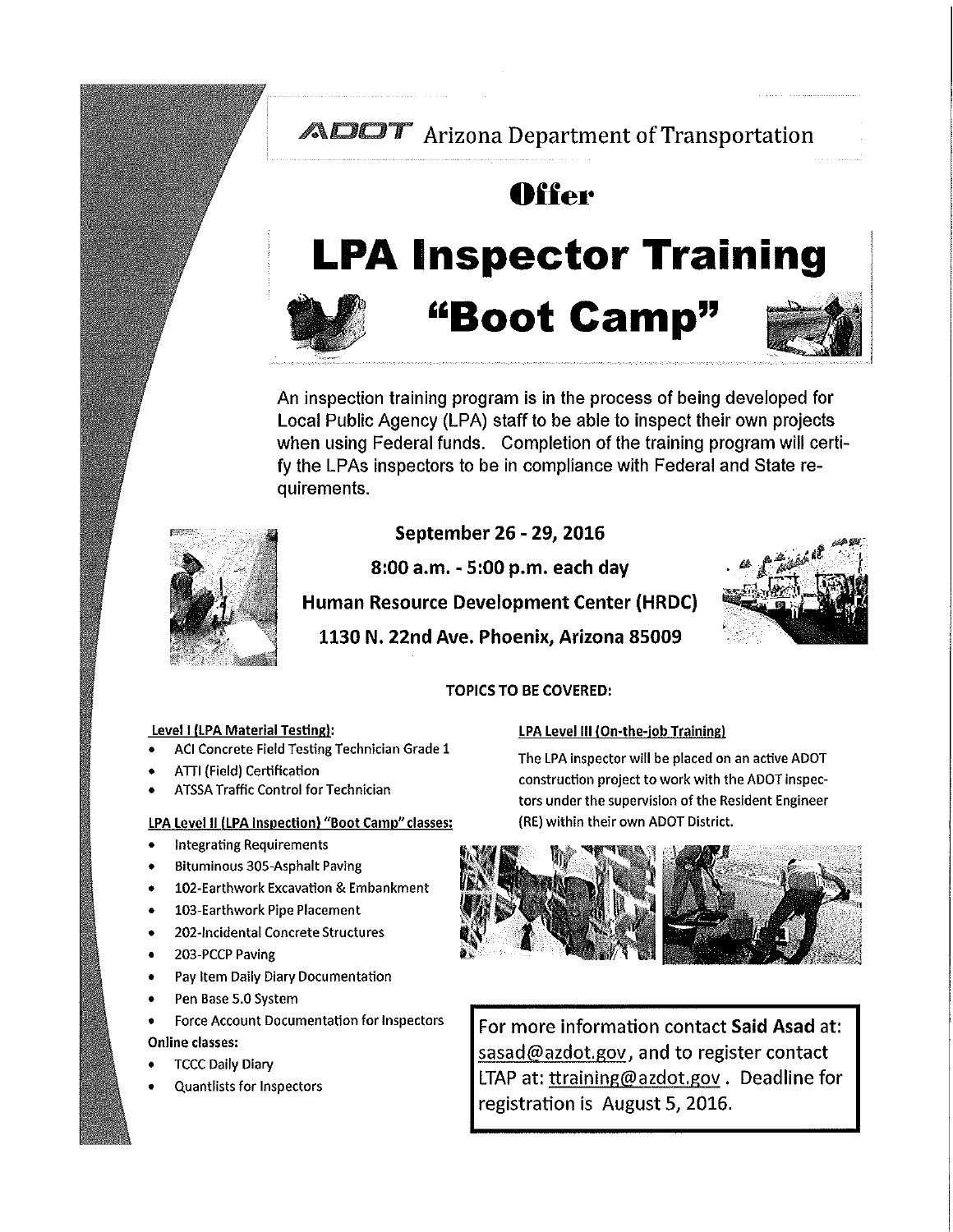ADOT Arizona Department of Transportation

**Offer**

# LPA Inspector Training "Boot Camp"

An inspection training program is in the process of being developed for Local Public Agency (LPA) staff to be able to inspect their own projects when using Federal funds. Completion of the training program will certify the LPAs inspectors to be in compliance with Federal and State requirements.

**September 26 - 29, 2016**

**8:00 a.m. - 5:00 p.m. each day**

**Human Resource Development Center (HRDC)**

**1130 N. 22nd Ave. Phoenix, Arizona 85009**

**TOPICS TO BE COVERED:**

**Level I (LPA Material Testing):**

- ACI Concrete Field Testing Technician Grade 1
- ATTI (Field) Certification
- ATSSA Traffic Control for Technician

**LPA Level II (LPA Inspection) "Boot Camp" classes:**

- Integrating Requirements
- Bituminous 305-Asphalt Paving
- 102-Earthwork Excavation & Embankment
- 103-Earthwork Pipe Placement
- 202-Incidental Concrete Structures
- 203-PCCP Paving
- Pay Item Daily Diary Documentation
- Pen Base 5.0 System
- Force Account Documentation for Inspectors

**Online classes:**

- TCCC Daily Diary
- Quantlists for Inspectors

**LPA Level III (On-the-job Training)**

The LPA inspector will be placed on an active ADOT construction project to work with the ADOT inspectors under the supervision of the Resident Engineer (RE) within their own ADOT District.

For more information contact **Said Asad** at: sasad@azdot.gov, and to register contact LTAP at: ttraining@azdot.gov . Deadline for registration is August 5, 2016.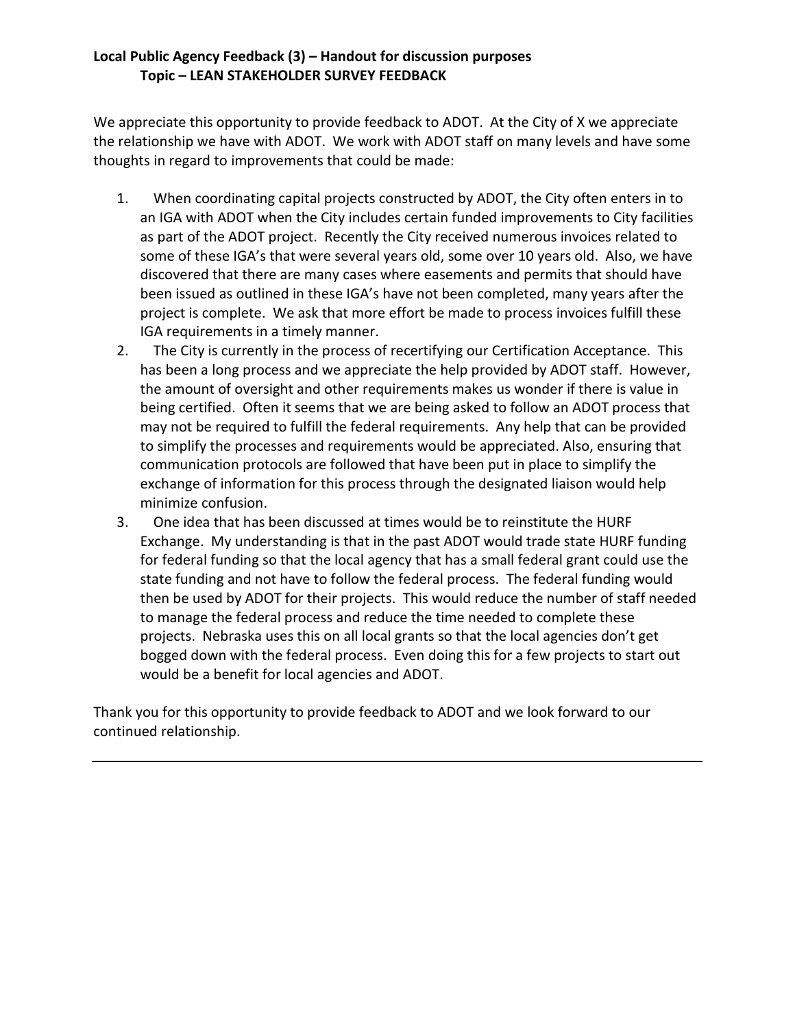**Local Public Agency Feedback (3) – Handout for discussion purposes**
**Topic – LEAN STAKEHOLDER SURVEY FEEDBACK**

We appreciate this opportunity to provide feedback to ADOT. At the City of X we appreciate the relationship we have with ADOT. We work with ADOT staff on many levels and have some thoughts in regard to improvements that could be made:

1. When coordinating capital projects constructed by ADOT, the City often enters in to an IGA with ADOT when the City includes certain funded improvements to City facilities as part of the ADOT project. Recently the City received numerous invoices related to some of these IGA's that were several years old, some over 10 years old. Also, we have discovered that there are many cases where easements and permits that should have been issued as outlined in these IGA's have not been completed, many years after the project is complete. We ask that more effort be made to process invoices fulfill these IGA requirements in a timely manner.
2. The City is currently in the process of recertifying our Certification Acceptance. This has been a long process and we appreciate the help provided by ADOT staff. However, the amount of oversight and other requirements makes us wonder if there is value in being certified. Often it seems that we are being asked to follow an ADOT process that may not be required to fulfill the federal requirements. Any help that can be provided to simplify the processes and requirements would be appreciated. Also, ensuring that communication protocols are followed that have been put in place to simplify the exchange of information for this process through the designated liaison would help minimize confusion.
3. One idea that has been discussed at times would be to reinstitute the HURF Exchange. My understanding is that in the past ADOT would trade state HURF funding for federal funding so that the local agency that has a small federal grant could use the state funding and not have to follow the federal process. The federal funding would then be used by ADOT for their projects. This would reduce the number of staff needed to manage the federal process and reduce the time needed to complete these projects. Nebraska uses this on all local grants so that the local agencies don't get bogged down with the federal process. Even doing this for a few projects to start out would be a benefit for local agencies and ADOT.

Thank you for this opportunity to provide feedback to ADOT and we look forward to our continued relationship.

---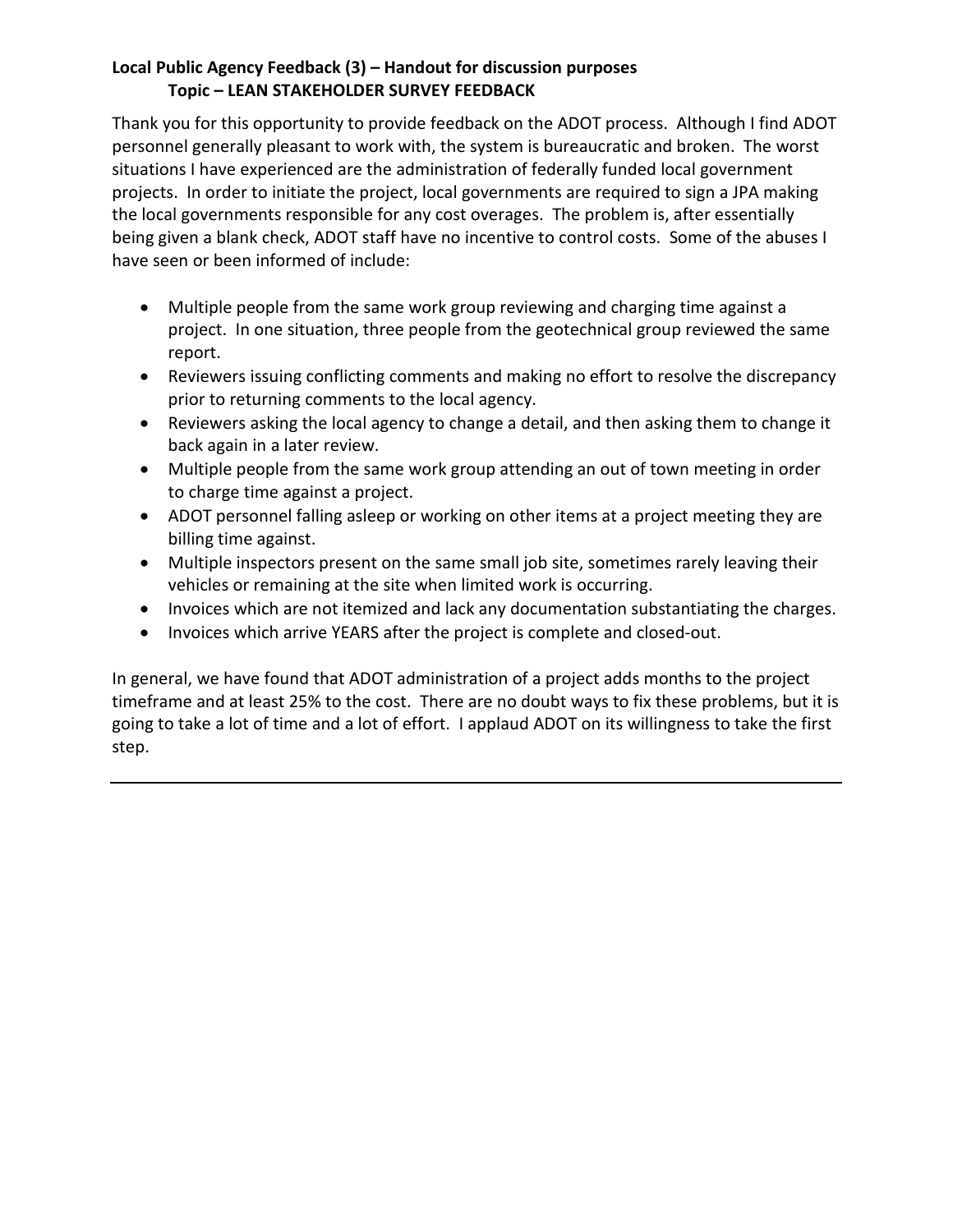**Local Public Agency Feedback (3) – Handout for discussion purposes**
**Topic – LEAN STAKEHOLDER SURVEY FEEDBACK**

Thank you for this opportunity to provide feedback on the ADOT process. Although I find ADOT personnel generally pleasant to work with, the system is bureaucratic and broken. The worst situations I have experienced are the administration of federally funded local government projects. In order to initiate the project, local governments are required to sign a JPA making the local governments responsible for any cost overages. The problem is, after essentially being given a blank check, ADOT staff have no incentive to control costs. Some of the abuses I have seen or been informed of include:

- Multiple people from the same work group reviewing and charging time against a project. In one situation, three people from the geotechnical group reviewed the same report.
- Reviewers issuing conflicting comments and making no effort to resolve the discrepancy prior to returning comments to the local agency.
- Reviewers asking the local agency to change a detail, and then asking them to change it back again in a later review.
- Multiple people from the same work group attending an out of town meeting in order to charge time against a project.
- ADOT personnel falling asleep or working on other items at a project meeting they are billing time against.
- Multiple inspectors present on the same small job site, sometimes rarely leaving their vehicles or remaining at the site when limited work is occurring.
- Invoices which are not itemized and lack any documentation substantiating the charges.
- Invoices which arrive YEARS after the project is complete and closed-out.

In general, we have found that ADOT administration of a project adds months to the project timeframe and at least 25% to the cost. There are no doubt ways to fix these problems, but it is going to take a lot of time and a lot of effort. I applaud ADOT on its willingness to take the first step.

---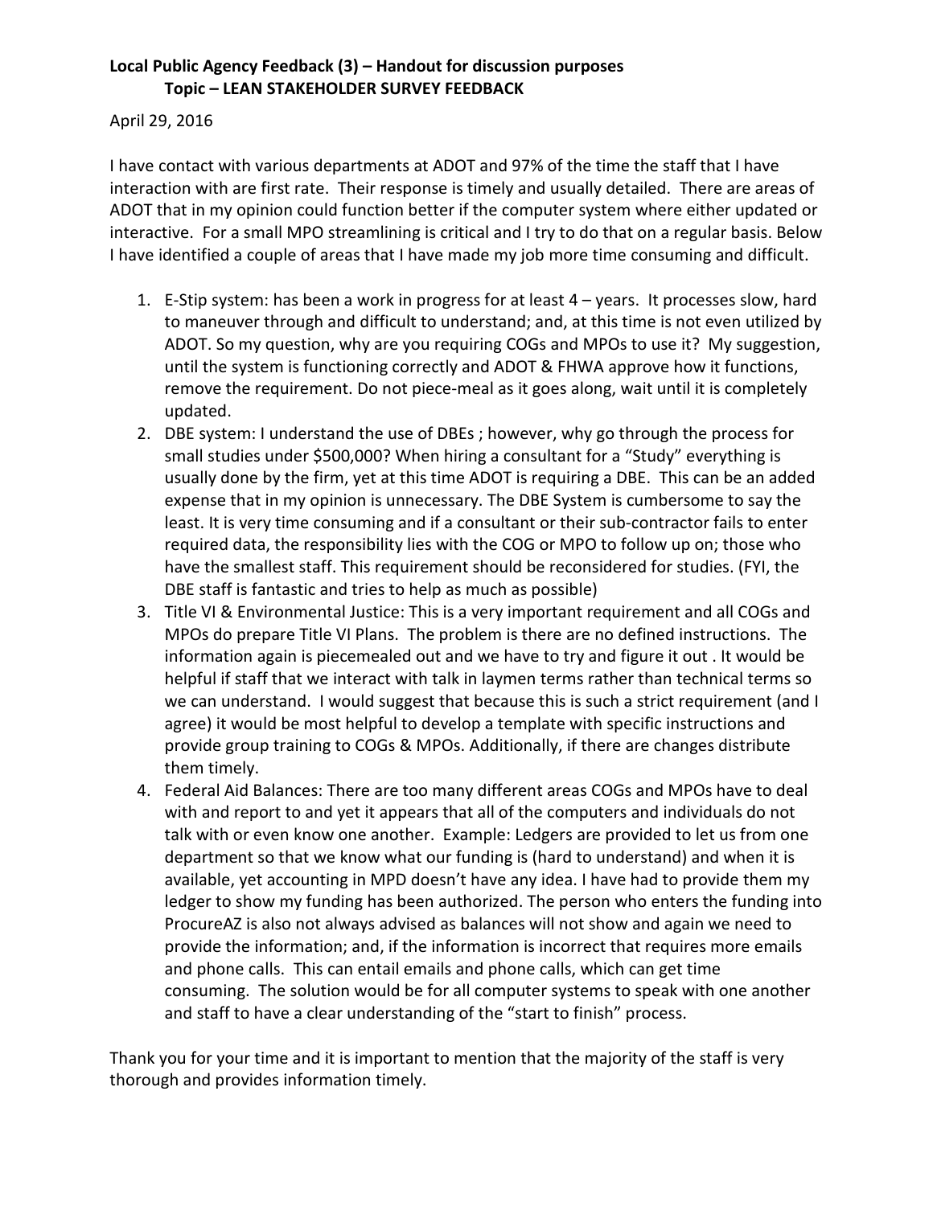**Local Public Agency Feedback (3) – Handout for discussion purposes**
**Topic – LEAN STAKEHOLDER SURVEY FEEDBACK**

April 29, 2016

I have contact with various departments at ADOT and 97% of the time the staff that I have interaction with are first rate. Their response is timely and usually detailed. There are areas of ADOT that in my opinion could function better if the computer system where either updated or interactive. For a small MPO streamlining is critical and I try to do that on a regular basis. Below I have identified a couple of areas that I have made my job more time consuming and difficult.

1. E-Stip system: has been a work in progress for at least 4 – years. It processes slow, hard to maneuver through and difficult to understand; and, at this time is not even utilized by ADOT. So my question, why are you requiring COGs and MPOs to use it? My suggestion, until the system is functioning correctly and ADOT & FHWA approve how it functions, remove the requirement. Do not piece-meal as it goes along, wait until it is completely updated.
2. DBE system: I understand the use of DBEs ; however, why go through the process for small studies under $500,000? When hiring a consultant for a "Study" everything is usually done by the firm, yet at this time ADOT is requiring a DBE. This can be an added expense that in my opinion is unnecessary. The DBE System is cumbersome to say the least. It is very time consuming and if a consultant or their sub-contractor fails to enter required data, the responsibility lies with the COG or MPO to follow up on; those who have the smallest staff. This requirement should be reconsidered for studies. (FYI, the DBE staff is fantastic and tries to help as much as possible)
3. Title VI & Environmental Justice: This is a very important requirement and all COGs and MPOs do prepare Title VI Plans. The problem is there are no defined instructions. The information again is piecemealed out and we have to try and figure it out . It would be helpful if staff that we interact with talk in laymen terms rather than technical terms so we can understand. I would suggest that because this is such a strict requirement (and I agree) it would be most helpful to develop a template with specific instructions and provide group training to COGs & MPOs. Additionally, if there are changes distribute them timely.
4. Federal Aid Balances: There are too many different areas COGs and MPOs have to deal with and report to and yet it appears that all of the computers and individuals do not talk with or even know one another. Example: Ledgers are provided to let us from one department so that we know what our funding is (hard to understand) and when it is available, yet accounting in MPD doesn't have any idea. I have had to provide them my ledger to show my funding has been authorized. The person who enters the funding into ProcureAZ is also not always advised as balances will not show and again we need to provide the information; and, if the information is incorrect that requires more emails and phone calls. This can entail emails and phone calls, which can get time consuming. The solution would be for all computer systems to speak with one another and staff to have a clear understanding of the "start to finish" process.

Thank you for your time and it is important to mention that the majority of the staff is very thorough and provides information timely.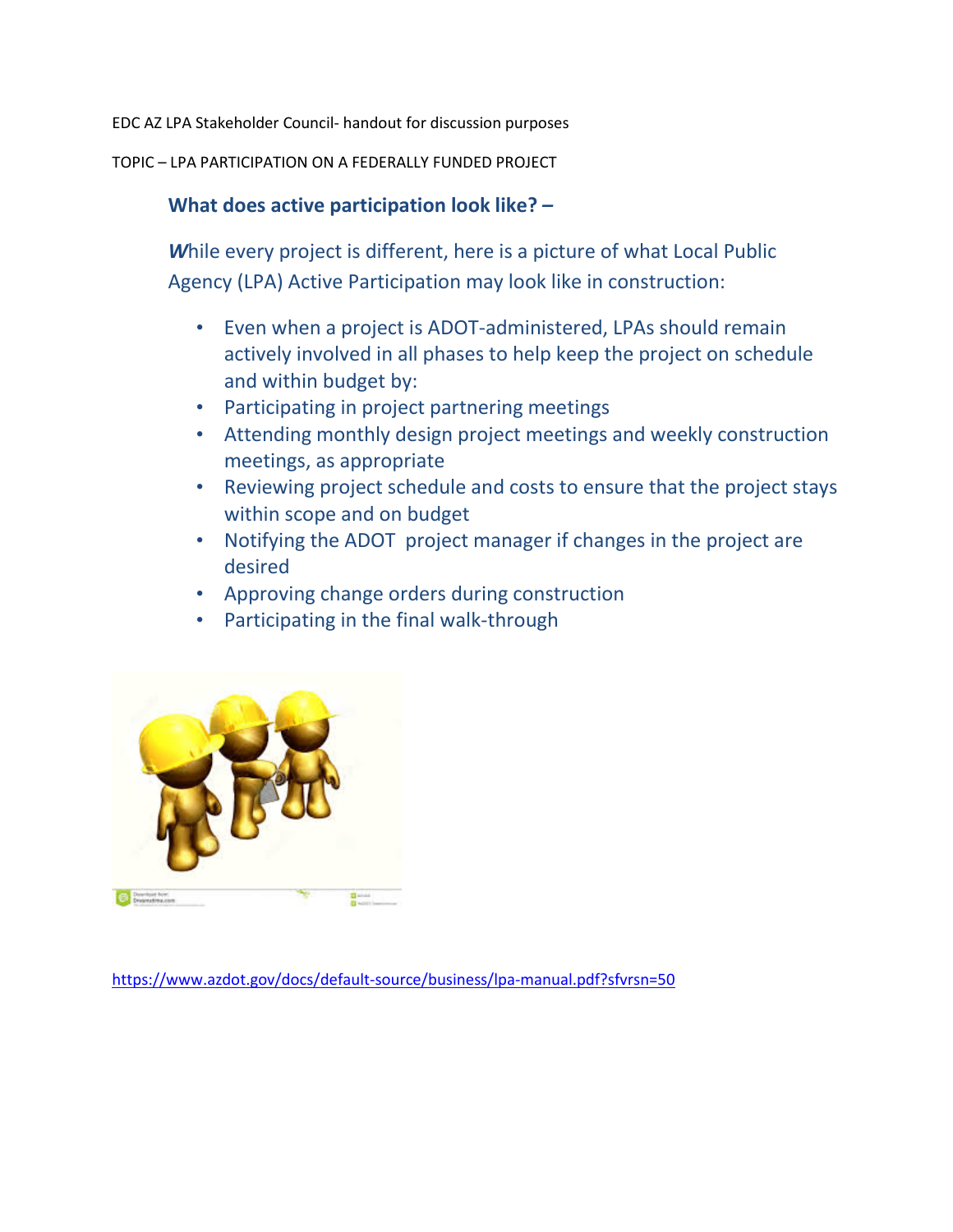EDC AZ LPA Stakeholder Council- handout for discussion purposes

TOPIC – LPA PARTICIPATION ON A FEDERALLY FUNDED PROJECT

### What does active participation look like? –

***W**hile every project is different, here is a picture of what Local Public Agency (LPA) Active Participation may look like in construction:*

- Even when a project is ADOT-administered, LPAs should remain actively involved in all phases to help keep the project on schedule and within budget by:
- Participating in project partnering meetings
- Attending monthly design project meetings and weekly construction meetings, as appropriate
- Reviewing project schedule and costs to ensure that the project stays within scope and on budget
- Notifying the ADOT project manager if changes in the project are desired
- Approving change orders during construction
- Participating in the final walk-through

https://www.azdot.gov/docs/default-source/business/lpa-manual.pdf?sfvrsn=50